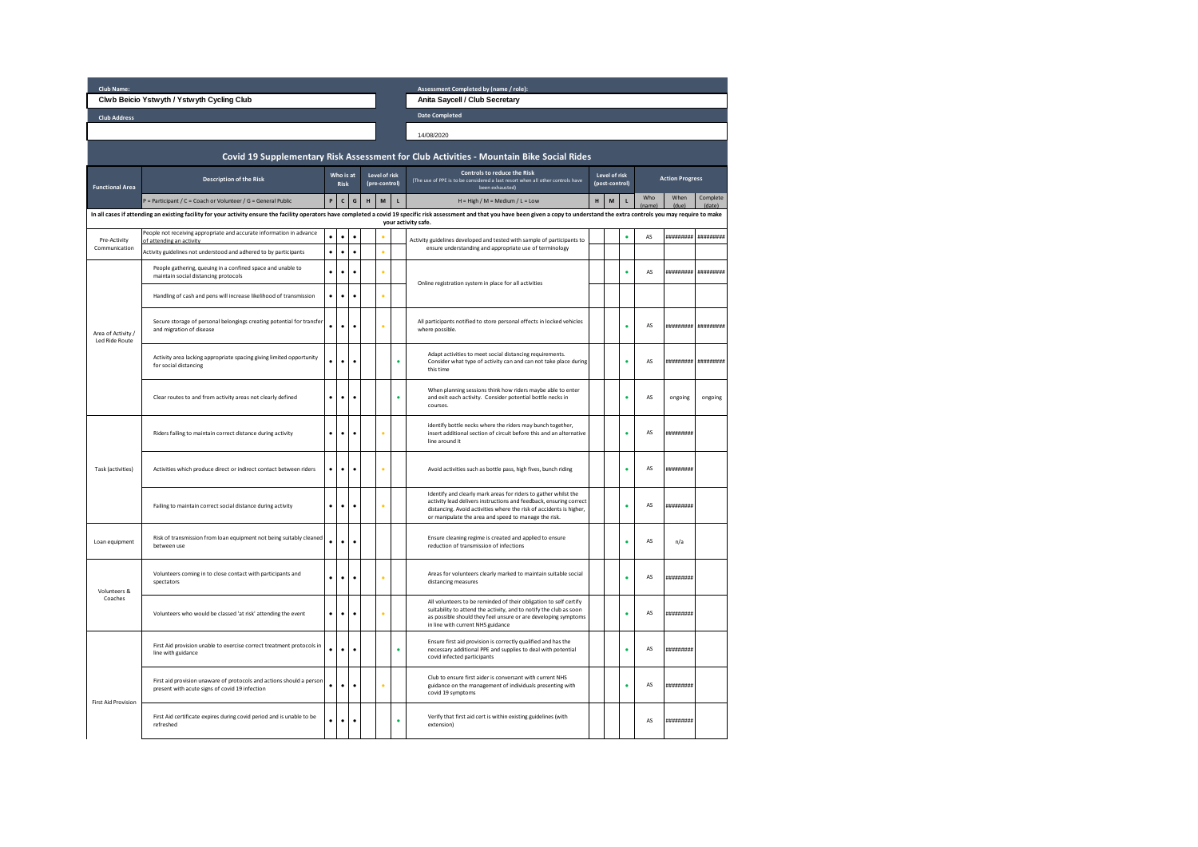**Club Name:**

Clwb Beicio Ystwyth / Ystwyth Cycling Club

**Club Address**

**Assessment Completed by (name / role):**

Anita Saycell / Club Secretary

**Date Completed**

14/08/2020

## Covid 19 Supplementary Risk Assessment for Club Activities - Mountain Bike Social Rides

| Functional Area | Description of the Risk | Who is at Risk | | | Level of risk (pre-control) | | | Controls to reduce the Risk (The use of PPE is to be considered a last resort when all other controls have been exhausted) | Level of risk (post-control) | | | Action Progress | | |
|---|---|---|---|---|---|---|---|---|---|---|---|---|---|---|
| | P = Participant / C = Coach or Volunteer / G = General Public | P | C | G | H | M | L | H = High / M = Medium / L = Low | H | M | L | Who (name) | When (due) | Complete (date) |
| In all cases if attending an existing facility for your activity ensure the facility operators have completed a covid 19 specific risk assessment and that you have been given a copy to understand the extra controls you may require to make your activity safe. | | | | | | | | | | | | | | |
| Pre-Activity Communication | People not receiving appropriate and accurate information in advance of attending an activity | • | • | • | | • | | Activity guidelines developed and tested with sample of participants to ensure understanding and appropriate use of terminology | | | • | AS | ######## | ######## |
| | Activity guidelines not understood and adhered to by participants | • | • | • | | • | | | | | | | | |
| Area of Activity / Led Ride Route | People gathering, queuing in a confined space and unable to maintain social distancing protocols | • | • | • | | • | | Online registration system in place for all activities | | | • | AS | ######## | ######## |
| | Handling of cash and pens will increase likelihood of transmission | • | • | • | | • | | | | | | | | |
| | Secure storage of personal belongings creating potential for transfer and migration of disease | • | • | • | | • | | All participants notified to store personal effects in locked vehicles where possible. | | | • | AS | ######## | ######## |
| | Activity area lacking appropriate spacing giving limited opportunity for social distancing | • | • | • | | | • | Adapt activities to meet social distancing requirements. Consider what type of activity can and can not take place during this time | | | • | AS | ######## | ######## |
| | Clear routes to and from activity areas not clearly defined | • | • | • | | | • | When planning sessions think how riders maybe able to enter and exit each activity. Consider potential bottle necks in courses. | | | • | AS | ongoing | ongoing |
| Task (activities) | Riders failing to maintain correct distance during activity | • | • | • | | • | | Identify bottle necks where the riders may bunch together, insert additional section of circuit before this and an alternative line around it | | | • | AS | ######## | |
| | Activities which produce direct or indirect contact between riders | • | • | • | | • | | Avoid activities such as bottle pass, high fives, bunch riding | | | • | AS | ######## | |
| | Failing to maintain correct social distance during activity | • | • | • | | • | | Identify and clearly mark areas for riders to gather whilst the activity lead delivers instructions and feedback, ensuring correct distancing. Avoid activities where the risk of accidents is higher, or manipulate the area and speed to manage the risk. | | | • | AS | ######## | |
| Loan equipment | Risk of transmission from loan equipment not being suitably cleaned between use | • | • | • | | | | Ensure cleaning regime is created and applied to ensure reduction of transmission of infections | | | • | AS | n/a | |
| Volunteers & Coaches | Volunteers coming in to close contact with participants and spectators | • | • | • | | • | | Areas for volunteers clearly marked to maintain suitable social distancing measures | | | • | AS | ######## | |
| | Volunteers who would be classed 'at risk' attending the event | • | • | • | | • | | All volunteers to be reminded of their obligation to self certify suitability to attend the activity, and to notify the club as soon as possible should they feel unsure or are developing symptoms in line with current NHS guidance | | | • | AS | ######## | |
| First Aid Provision | First Aid provision unable to exercise correct treatment protocols in line with guidance | • | • | • | | | • | Ensure first aid provision is correctly qualified and has the necessary additional PPE and supplies to deal with potential covid infected participants | | | • | AS | ######## | |
| | First aid provision unaware of protocols and actions should a person present with acute signs of covid 19 infection | • | • | • | | • | | Club to ensure first aider is conversant with current NHS guidance on the management of individuals presenting with covid 19 symptoms | | | • | AS | ######## | |
| | First Aid certificate expires during covid period and is unable to be refreshed | • | • | • | | | • | Verify that first aid cert is within existing guidelines (with extension) | | | | AS | ######## | |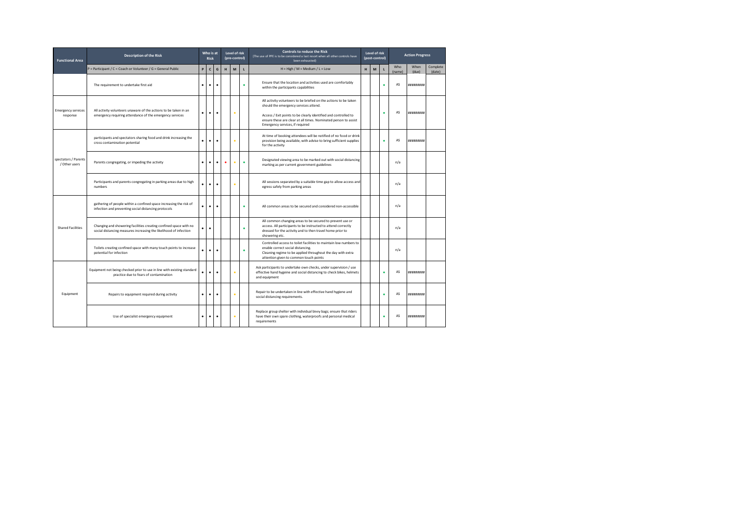| Functional Area | Description of the Risk | Who is at Risk | | | Level of risk (pre-control) | | | Controls to reduce the Risk (The use of PPE is to be considered a last resort when all other controls have been exhausted) | Level of risk (post-control) | | | Action Progress | | |
|---|---|---|---|---|---|---|---|---|---|---|---|---|---|---|
| | P = Participant / C = Coach or Volunteer / G = General Public | P | C | G | H | M | L | H = High / M = Medium / L = Low | H | M | L | Who (name) | When (due) | Complete (date) |
| | The requirement to undertake first aid | • | • | • | | | • | Ensure that the location and activities used are comfortably within the participants capabilities | | | • | AS | ######## | |
| Emergency services response | All activity volunteers unaware of the actions to be taken in an emergency requiring attendance of the emergency services | • | • | • | | • | | All activity volunteers to be briefed on the actions to be taken should the emergency services attend. Access / Exit points to be clearly identified and controlled to ensure these are clear at all times. Nominated person to assist Emergency services, if required | | | • | AS | ######## | |
| spectators / Parents / Other users | participants and spectators sharing food and drink increasing the cross contamination potential | • | • | • | | • | | At time of booking attendees will be notified of no food or drink provision being available, with advise to bring sufficient supplies for the activity | | | • | AS | ######## | |
| | Parents congregating, or impeding the activity | • | • | • | • | • | • | Designated viewing area to be marked out with social distancing marking as per current government guidelines | | | | n/a | | |
| | Participants and parents congregating in parking areas due to high numbers | • | • | • | | • | | All sessions separated by a suitable time gap to allow access and egress safely from parking areas | | | | n/a | | |
| Shared Facilities | gathering of people within a confined space increasing the risk of infection and preventing social distancing protocols | • | • | • | | | • | All common areas to be secured and considered non-accessible | | | | n/a | | |
| | Changing and showering facilities creating confined space with no social distancing measures increasing the likelihood of infection | • | • | | | | • | All common changing areas to be secured to prevent use or access. All participants to be instructed to attend correctly dressed for the activity and to then travel home prior to showering etc. | | | | n/a | | |
| | Toilets creating confined space with many touch points to increase potential for infection | • | • | • | | | • | Controlled access to toilet facilities to maintain low numbers to enable correct social distancing. Cleaning regime to be applied throughout the day with extra attention given to common touch points | | | | n/a | | |
| Equipment | Equipment not being checked prior to use in line with existing standard practice due to fears of contamination | • | • | • | | • | | Ask participants to undertake own checks, under supervision / use effective hand hygeine and social distancing to check bikes, helmets and equipment | | | • | AS | ######## | |
| | Repairs to equipment required during activity | • | • | • | | • | | Repair to be undertaken in line with effective hand hygiene and social distancing requirements. | | | • | AS | ######## | |
| | Use of specialist emergency equipment | • | • | • | | • | | Replace group shelter with individual bivvy bags; ensure that riders have their own spare clothing, waterproofs and personal medical requirements | | | • | AS | ######## | |